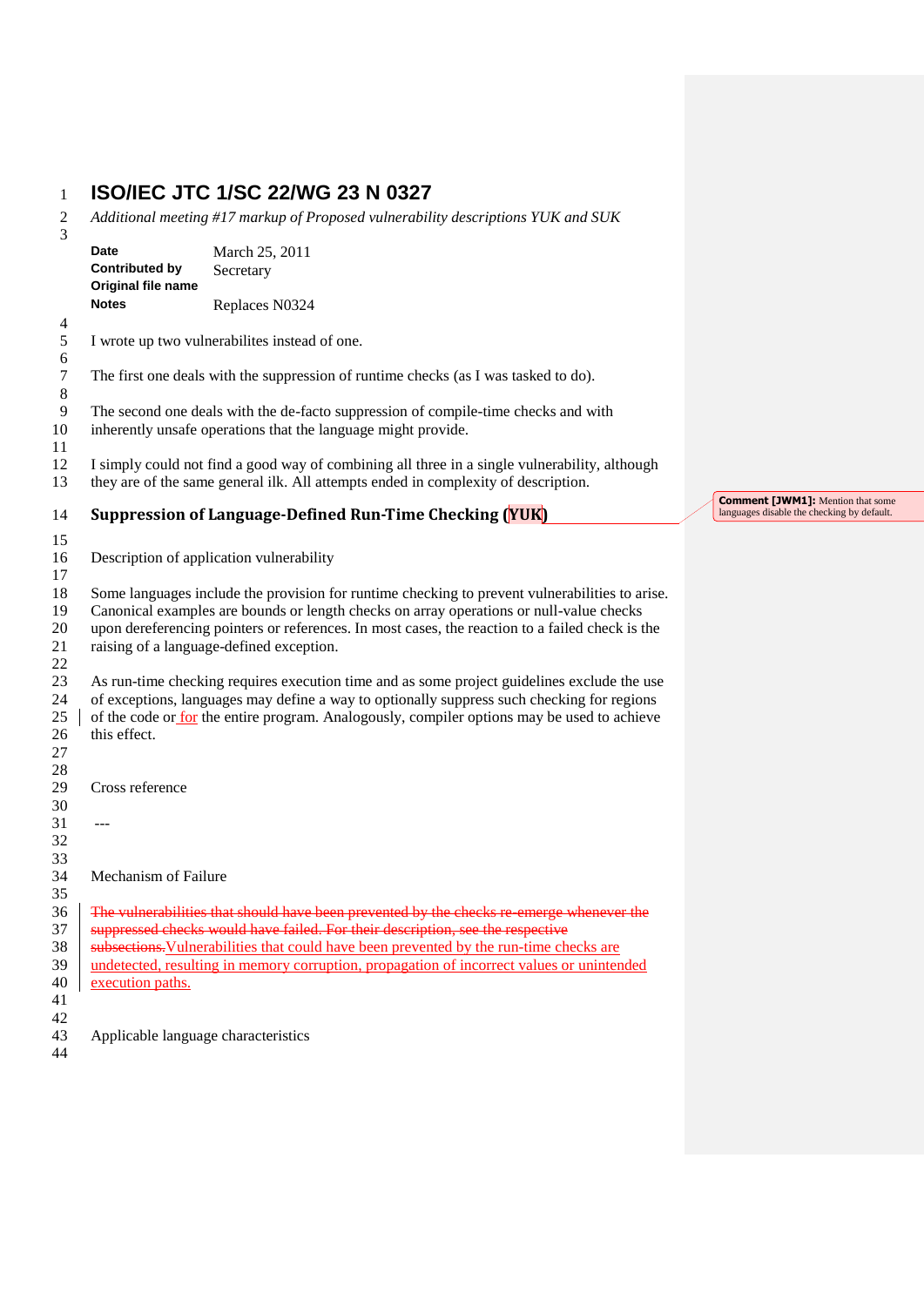# ISO/IEC JTC 1/SC 22/WG 23 N 0327

*Additional meeting #17 markup of Proposed vulnerability descriptions YUK and SUK*

| | |
|---|---|
| **Date** | March 25, 2011 |
| **Contributed by** | Secretary |
| **Original file name** | |
| **Notes** | Replaces N0324 |

I wrote up two vulnerabilites instead of one.

The first one deals with the suppression of runtime checks (as I was tasked to do).

The second one deals with the de-facto suppression of compile-time checks and with inherently unsafe operations that the language might provide.

I simply could not find a good way of combining all three in a single vulnerability, although they are of the same general ilk. All attempts ended in complexity of description.

## Suppression of Language-Defined Run-Time Checking [YUK]

Comment [JWM1]: Mention that some languages disable the checking by default.

Description of application vulnerability

Some languages include the provision for runtime checking to prevent vulnerabilities to arise. Canonical examples are bounds or length checks on array operations or null-value checks upon dereferencing pointers or references. In most cases, the reaction to a failed check is the raising of a language-defined exception.

As run-time checking requires execution time and as some project guidelines exclude the use of exceptions, languages may define a way to optionally suppress such checking for regions of the code or for the entire program. Analogously, compiler options may be used to achieve this effect.

Cross reference

---

Mechanism of Failure

~~The vulnerabilities that should have been prevented by the checks re-emerge whenever the suppressed checks would have failed. For their description, see the respective subsections.~~Vulnerabilities that could have been prevented by the run-time checks are undetected, resulting in memory corruption, propagation of incorrect values or unintended execution paths.

Applicable language characteristics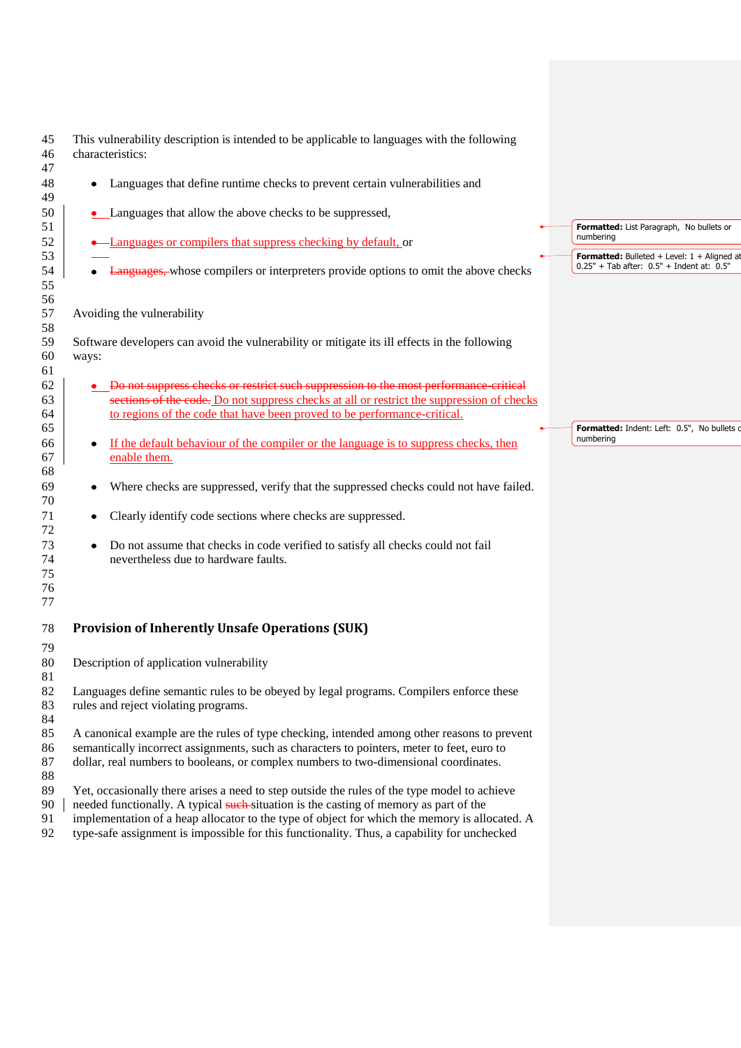This vulnerability description is intended to be applicable to languages with the following characteristics:

- Languages that define runtime checks to prevent certain vulnerabilities and
- Languages that allow the above checks to be suppressed,
- Languages or compilers that suppress checking by default, or
- Languages, whose compilers or interpreters provide options to omit the above checks

Avoiding the vulnerability

Software developers can avoid the vulnerability or mitigate its ill effects in the following ways:

- Do not suppress checks or restrict such suppression to the most performance-critical sections of the code. Do not suppress checks at all or restrict the suppression of checks to regions of the code that have been proved to be performance-critical.
- If the default behaviour of the compiler or the language is to suppress checks, then enable them.
- Where checks are suppressed, verify that the suppressed checks could not have failed.
- Clearly identify code sections where checks are suppressed.
- Do not assume that checks in code verified to satisfy all checks could not fail nevertheless due to hardware faults.

## Provision of Inherently Unsafe Operations (SUK)

Description of application vulnerability

Languages define semantic rules to be obeyed by legal programs. Compilers enforce these rules and reject violating programs.

A canonical example are the rules of type checking, intended among other reasons to prevent semantically incorrect assignments, such as characters to pointers, meter to feet, euro to dollar, real numbers to booleans, or complex numbers to two-dimensional coordinates.

Yet, occasionally there arises a need to step outside the rules of the type model to achieve needed functionally. A typical such situation is the casting of memory as part of the implementation of a heap allocator to the type of object for which the memory is allocated. A type-safe assignment is impossible for this functionality. Thus, a capability for unchecked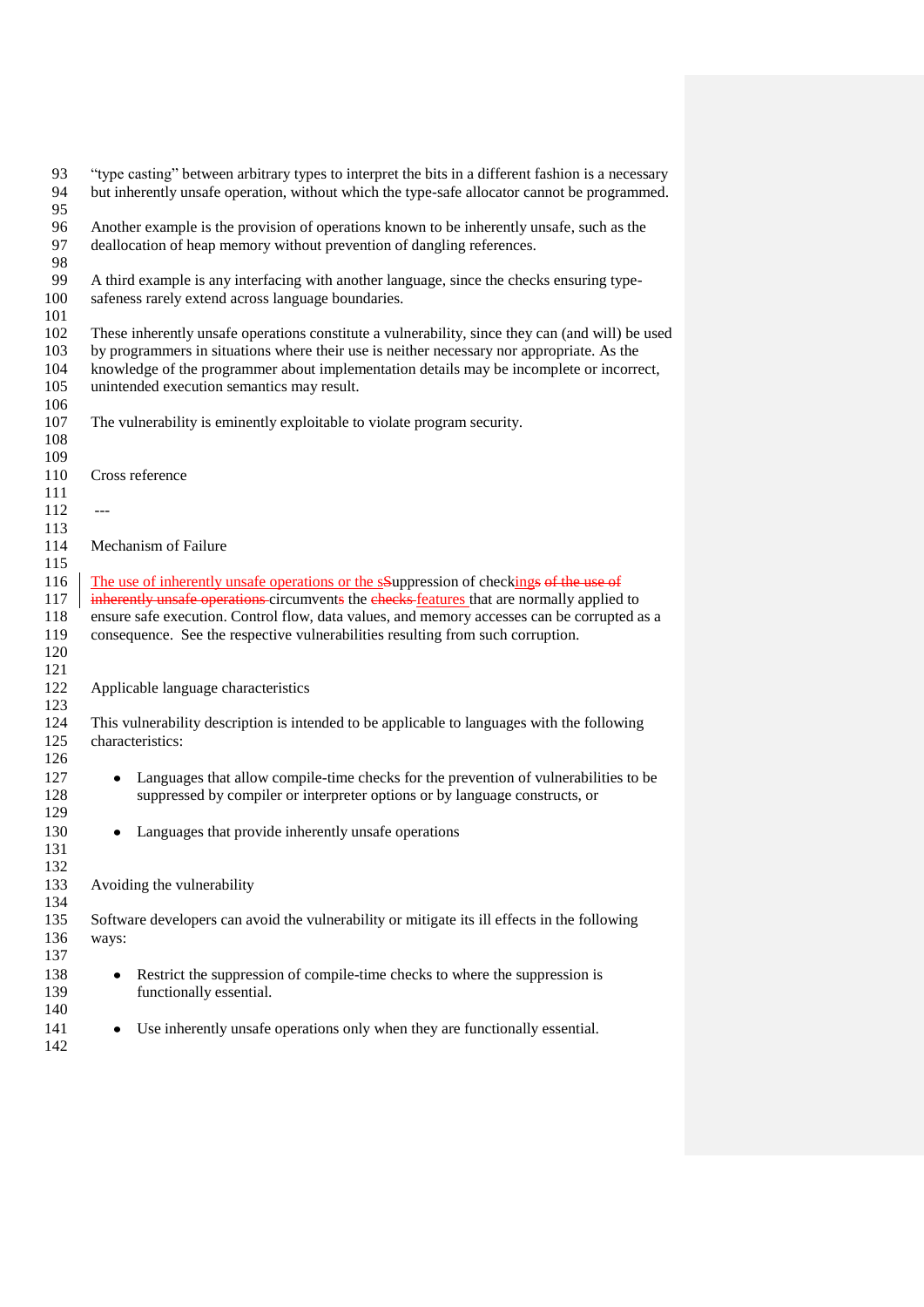"type casting" between arbitrary types to interpret the bits in a different fashion is a necessary but inherently unsafe operation, without which the type-safe allocator cannot be programmed.

Another example is the provision of operations known to be inherently unsafe, such as the deallocation of heap memory without prevention of dangling references.

A third example is any interfacing with another language, since the checks ensuring type-safeness rarely extend across language boundaries.

These inherently unsafe operations constitute a vulnerability, since they can (and will) be used by programmers in situations where their use is neither necessary nor appropriate. As the knowledge of the programmer about implementation details may be incomplete or incorrect, unintended execution semantics may result.

The vulnerability is eminently exploitable to violate program security.

## Cross reference

---

## Mechanism of Failure

The use of inherently unsafe operations or the ~~s~~Suppression of checkings ~~of the use of inherently unsafe operations~~ circumvents the ~~checks~~ features that are normally applied to ensure safe execution. Control flow, data values, and memory accesses can be corrupted as a consequence. See the respective vulnerabilities resulting from such corruption.

## Applicable language characteristics

This vulnerability description is intended to be applicable to languages with the following characteristics:

- Languages that allow compile-time checks for the prevention of vulnerabilities to be suppressed by compiler or interpreter options or by language constructs, or

- Languages that provide inherently unsafe operations

## Avoiding the vulnerability

Software developers can avoid the vulnerability or mitigate its ill effects in the following ways:

- Restrict the suppression of compile-time checks to where the suppression is functionally essential.

- Use inherently unsafe operations only when they are functionally essential.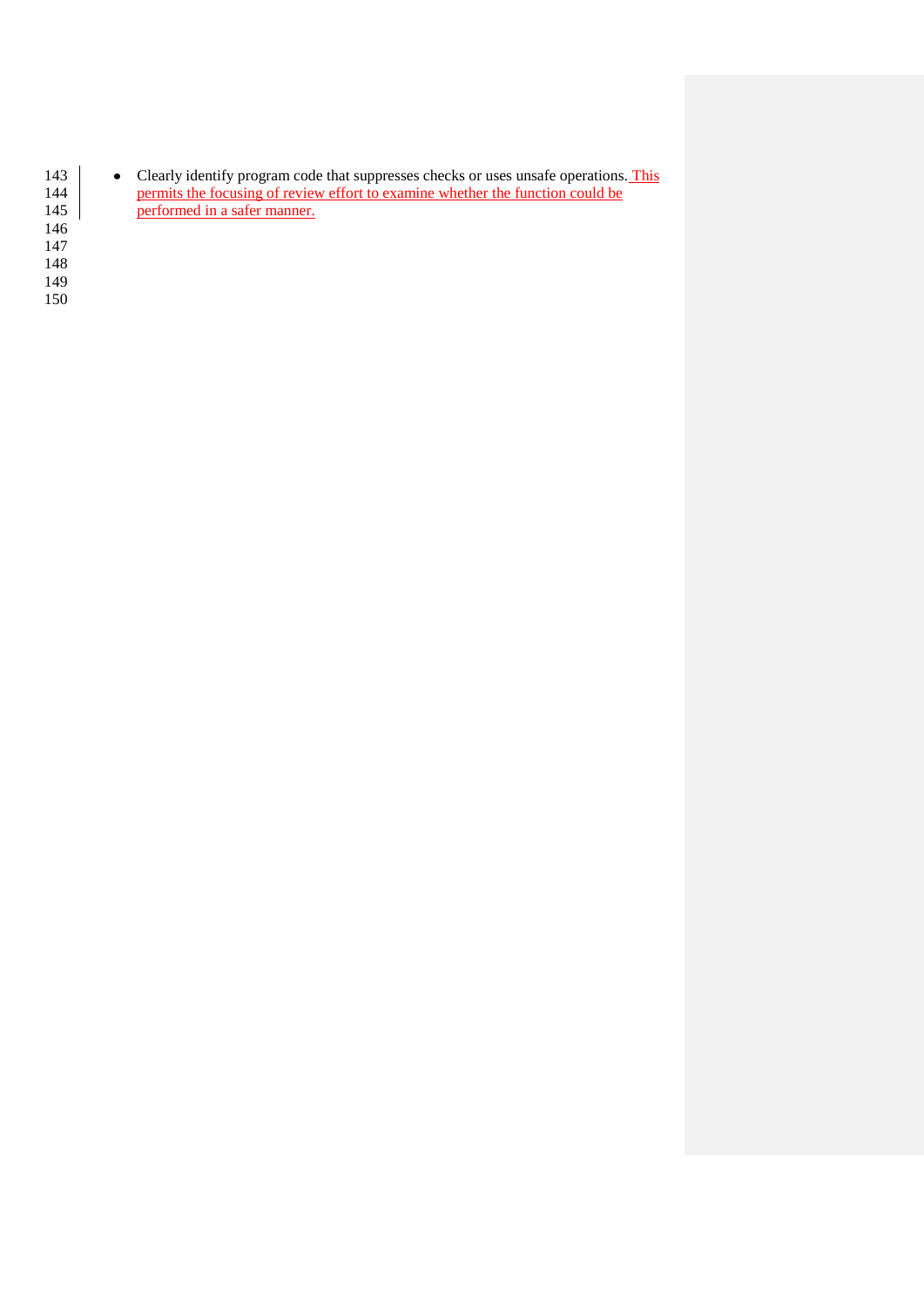- Clearly identify program code that suppresses checks or uses unsafe operations. This permits the focusing of review effort to examine whether the function could be performed in a safer manner.